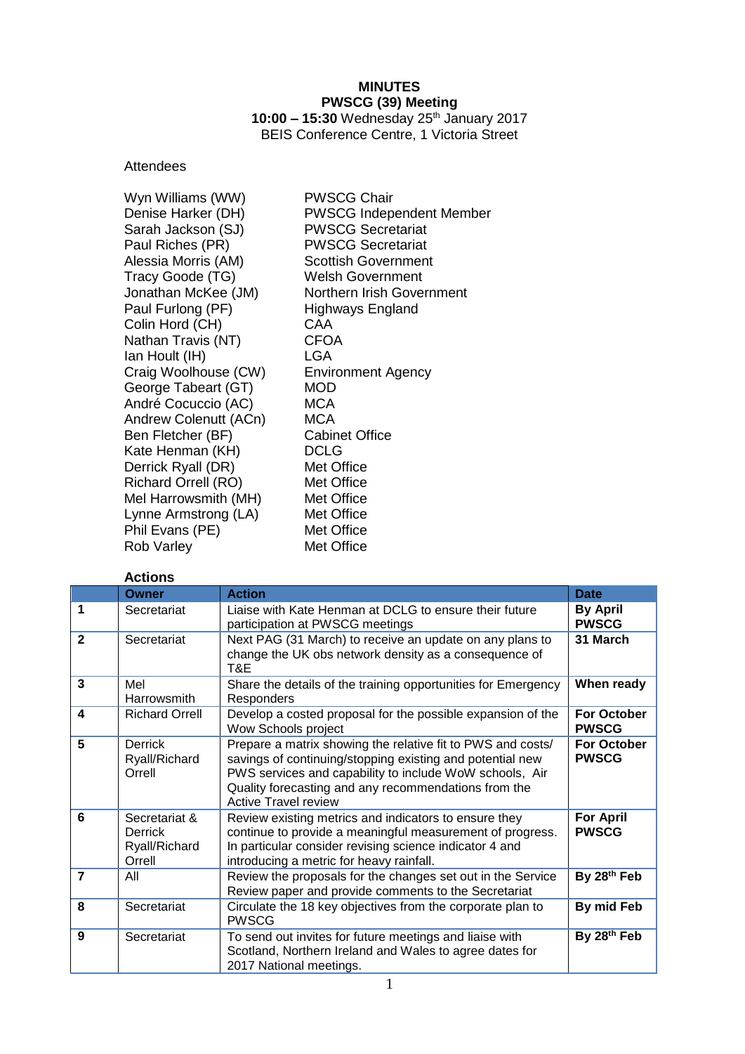# MINUTES
## PWSCG (39) Meeting

**10:00 – 15:30** Wednesday 25th January 2017
BEIS Conference Centre, 1 Victoria Street

Attendees

| | |
|---|---|
| Wyn Williams (WW) | PWSCG Chair |
| Denise Harker (DH) | PWSCG Independent Member |
| Sarah Jackson (SJ) | PWSCG Secretariat |
| Paul Riches (PR) | PWSCG Secretariat |
| Alessia Morris (AM) | Scottish Government |
| Tracy Goode (TG) | Welsh Government |
| Jonathan McKee (JM) | Northern Irish Government |
| Paul Furlong (PF) | Highways England |
| Colin Hord (CH) | CAA |
| Nathan Travis (NT) | CFOA |
| Ian Hoult (IH) | LGA |
| Craig Woolhouse (CW) | Environment Agency |
| George Tabeart (GT) | MOD |
| André Cocuccio (AC) | MCA |
| Andrew Colenutt (ACn) | MCA |
| Ben Fletcher (BF) | Cabinet Office |
| Kate Henman (KH) | DCLG |
| Derrick Ryall (DR) | Met Office |
| Richard Orrell (RO) | Met Office |
| Mel Harrowsmith (MH) | Met Office |
| Lynne Armstrong (LA) | Met Office |
| Phil Evans (PE) | Met Office |
| Rob Varley | Met Office |

**Actions**

| | Owner | Action | Date |
|---|---|---|---|
| **1** | Secretariat | Liaise with Kate Henman at DCLG to ensure their future participation at PWSCG meetings | **By April PWSCG** |
| **2** | Secretariat | Next PAG (31 March) to receive an update on any plans to change the UK obs network density as a consequence of T&E | **31 March** |
| **3** | Mel Harrowsmith | Share the details of the training opportunities for Emergency Responders | **When ready** |
| **4** | Richard Orrell | Develop a costed proposal for the possible expansion of the Wow Schools project | **For October PWSCG** |
| **5** | Derrick Ryall/Richard Orrell | Prepare a matrix showing the relative fit to PWS and costs/ savings of continuing/stopping existing and potential new PWS services and capability to include WoW schools, Air Quality forecasting and any recommendations from the Active Travel review | **For October PWSCG** |
| **6** | Secretariat & Derrick Ryall/Richard Orrell | Review existing metrics and indicators to ensure they continue to provide a meaningful measurement of progress. In particular consider revising science indicator 4 and introducing a metric for heavy rainfall. | **For April PWSCG** |
| **7** | All | Review the proposals for the changes set out in the Service Review paper and provide comments to the Secretariat | **By 28th Feb** |
| **8** | Secretariat | Circulate the 18 key objectives from the corporate plan to PWSCG | **By mid Feb** |
| **9** | Secretariat | To send out invites for future meetings and liaise with Scotland, Northern Ireland and Wales to agree dates for 2017 National meetings. | **By 28th Feb** |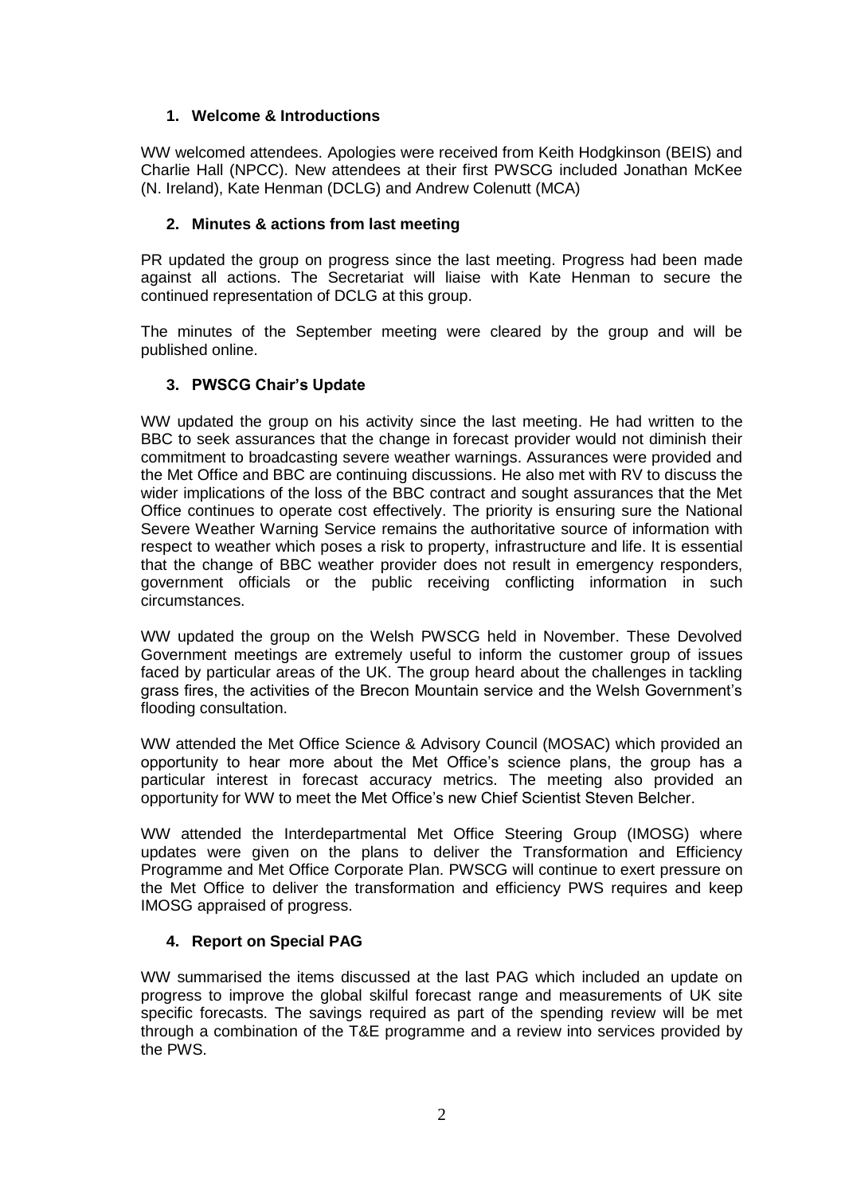## 1. Welcome & Introductions

WW welcomed attendees. Apologies were received from Keith Hodgkinson (BEIS) and Charlie Hall (NPCC). New attendees at their first PWSCG included Jonathan McKee (N. Ireland), Kate Henman (DCLG) and Andrew Colenutt (MCA)

## 2. Minutes & actions from last meeting

PR updated the group on progress since the last meeting. Progress had been made against all actions. The Secretariat will liaise with Kate Henman to secure the continued representation of DCLG at this group.

The minutes of the September meeting were cleared by the group and will be published online.

## 3. PWSCG Chair's Update

WW updated the group on his activity since the last meeting. He had written to the BBC to seek assurances that the change in forecast provider would not diminish their commitment to broadcasting severe weather warnings. Assurances were provided and the Met Office and BBC are continuing discussions. He also met with RV to discuss the wider implications of the loss of the BBC contract and sought assurances that the Met Office continues to operate cost effectively. The priority is ensuring sure the National Severe Weather Warning Service remains the authoritative source of information with respect to weather which poses a risk to property, infrastructure and life. It is essential that the change of BBC weather provider does not result in emergency responders, government officials or the public receiving conflicting information in such circumstances.

WW updated the group on the Welsh PWSCG held in November. These Devolved Government meetings are extremely useful to inform the customer group of issues faced by particular areas of the UK. The group heard about the challenges in tackling grass fires, the activities of the Brecon Mountain service and the Welsh Government's flooding consultation.

WW attended the Met Office Science & Advisory Council (MOSAC) which provided an opportunity to hear more about the Met Office's science plans, the group has a particular interest in forecast accuracy metrics. The meeting also provided an opportunity for WW to meet the Met Office's new Chief Scientist Steven Belcher.

WW attended the Interdepartmental Met Office Steering Group (IMOSG) where updates were given on the plans to deliver the Transformation and Efficiency Programme and Met Office Corporate Plan. PWSCG will continue to exert pressure on the Met Office to deliver the transformation and efficiency PWS requires and keep IMOSG appraised of progress.

## 4. Report on Special PAG

WW summarised the items discussed at the last PAG which included an update on progress to improve the global skilful forecast range and measurements of UK site specific forecasts. The savings required as part of the spending review will be met through a combination of the T&E programme and a review into services provided by the PWS.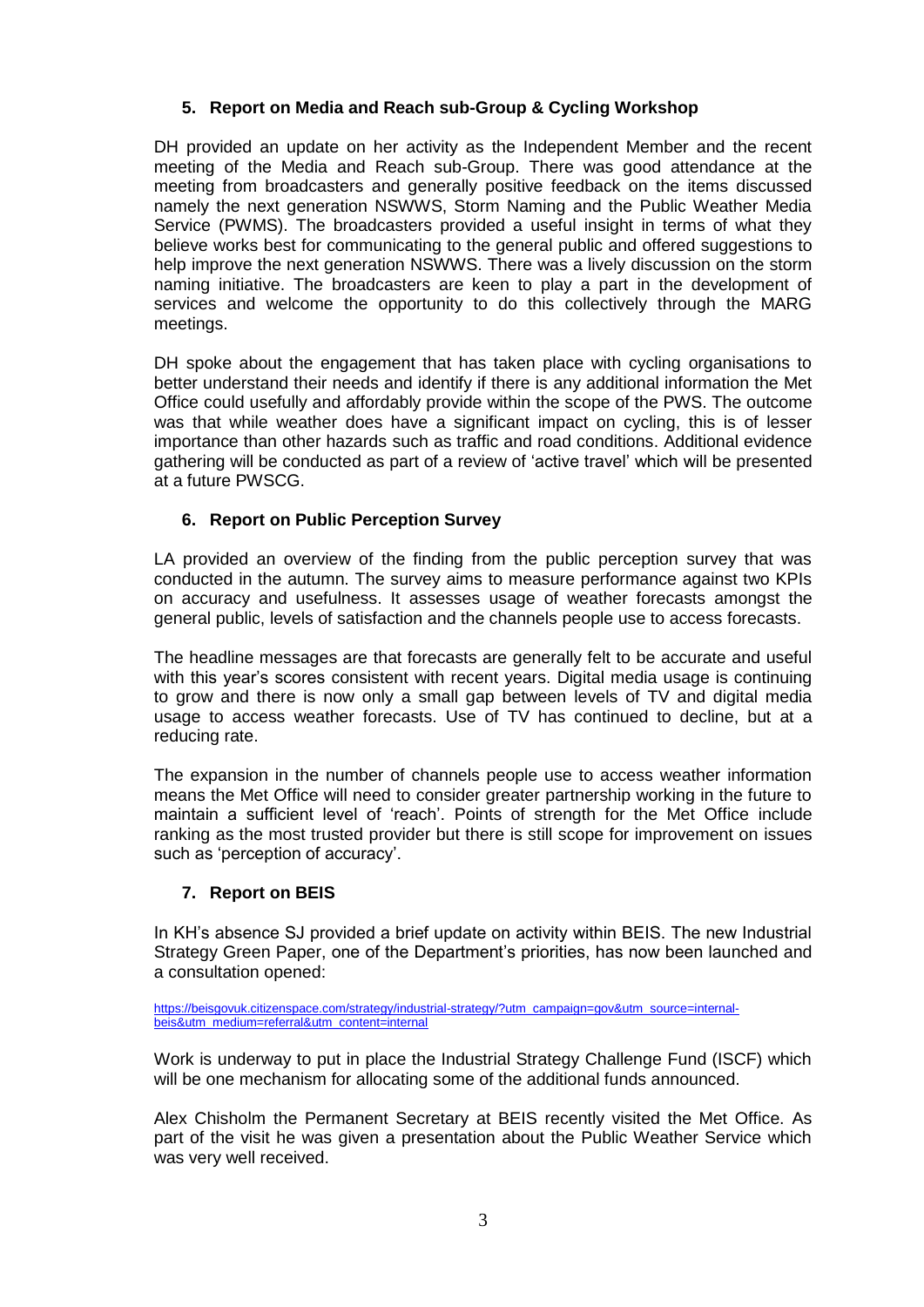## 5. Report on Media and Reach sub-Group & Cycling Workshop

DH provided an update on her activity as the Independent Member and the recent meeting of the Media and Reach sub-Group. There was good attendance at the meeting from broadcasters and generally positive feedback on the items discussed namely the next generation NSWWS, Storm Naming and the Public Weather Media Service (PWMS). The broadcasters provided a useful insight in terms of what they believe works best for communicating to the general public and offered suggestions to help improve the next generation NSWWS. There was a lively discussion on the storm naming initiative. The broadcasters are keen to play a part in the development of services and welcome the opportunity to do this collectively through the MARG meetings.

DH spoke about the engagement that has taken place with cycling organisations to better understand their needs and identify if there is any additional information the Met Office could usefully and affordably provide within the scope of the PWS. The outcome was that while weather does have a significant impact on cycling, this is of lesser importance than other hazards such as traffic and road conditions. Additional evidence gathering will be conducted as part of a review of 'active travel' which will be presented at a future PWSCG.

## 6. Report on Public Perception Survey

LA provided an overview of the finding from the public perception survey that was conducted in the autumn. The survey aims to measure performance against two KPIs on accuracy and usefulness. It assesses usage of weather forecasts amongst the general public, levels of satisfaction and the channels people use to access forecasts.

The headline messages are that forecasts are generally felt to be accurate and useful with this year's scores consistent with recent years. Digital media usage is continuing to grow and there is now only a small gap between levels of TV and digital media usage to access weather forecasts. Use of TV has continued to decline, but at a reducing rate.

The expansion in the number of channels people use to access weather information means the Met Office will need to consider greater partnership working in the future to maintain a sufficient level of 'reach'. Points of strength for the Met Office include ranking as the most trusted provider but there is still scope for improvement on issues such as 'perception of accuracy'.

## 7. Report on BEIS

In KH's absence SJ provided a brief update on activity within BEIS. The new Industrial Strategy Green Paper, one of the Department's priorities, has now been launched and a consultation opened:

https://beisgovuk.citizenspace.com/strategy/industrial-strategy/?utm_campaign=gov&utm_source=internal-beis&utm_medium=referral&utm_content=internal

Work is underway to put in place the Industrial Strategy Challenge Fund (ISCF) which will be one mechanism for allocating some of the additional funds announced.

Alex Chisholm the Permanent Secretary at BEIS recently visited the Met Office. As part of the visit he was given a presentation about the Public Weather Service which was very well received.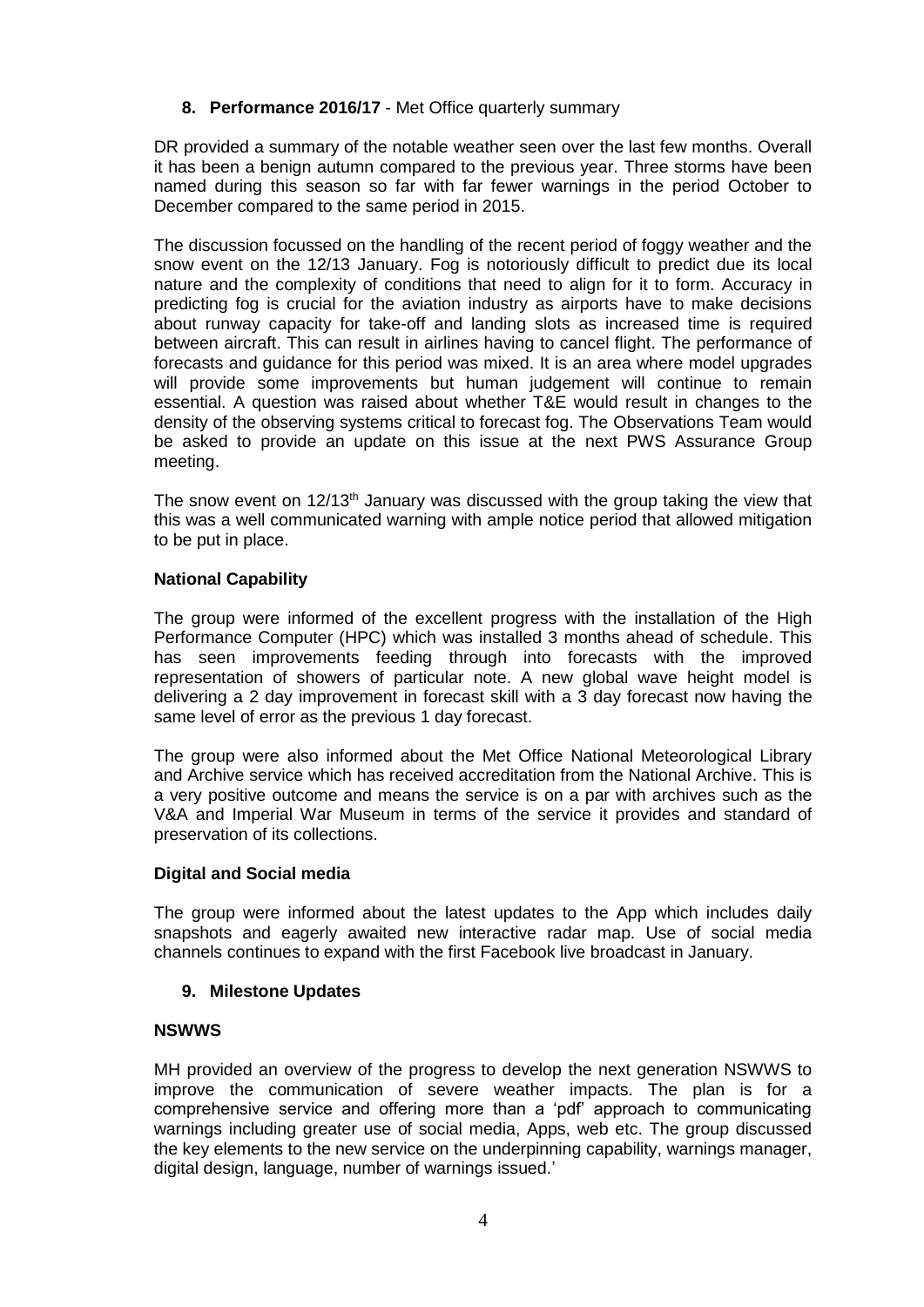## 8. Performance 2016/17 - Met Office quarterly summary

DR provided a summary of the notable weather seen over the last few months. Overall it has been a benign autumn compared to the previous year. Three storms have been named during this season so far with far fewer warnings in the period October to December compared to the same period in 2015.

The discussion focussed on the handling of the recent period of foggy weather and the snow event on the 12/13 January. Fog is notoriously difficult to predict due its local nature and the complexity of conditions that need to align for it to form. Accuracy in predicting fog is crucial for the aviation industry as airports have to make decisions about runway capacity for take-off and landing slots as increased time is required between aircraft. This can result in airlines having to cancel flight. The performance of forecasts and guidance for this period was mixed. It is an area where model upgrades will provide some improvements but human judgement will continue to remain essential. A question was raised about whether T&E would result in changes to the density of the observing systems critical to forecast fog. The Observations Team would be asked to provide an update on this issue at the next PWS Assurance Group meeting.

The snow event on 12/13th January was discussed with the group taking the view that this was a well communicated warning with ample notice period that allowed mitigation to be put in place.

### National Capability

The group were informed of the excellent progress with the installation of the High Performance Computer (HPC) which was installed 3 months ahead of schedule. This has seen improvements feeding through into forecasts with the improved representation of showers of particular note. A new global wave height model is delivering a 2 day improvement in forecast skill with a 3 day forecast now having the same level of error as the previous 1 day forecast.

The group were also informed about the Met Office National Meteorological Library and Archive service which has received accreditation from the National Archive. This is a very positive outcome and means the service is on a par with archives such as the V&A and Imperial War Museum in terms of the service it provides and standard of preservation of its collections.

### Digital and Social media

The group were informed about the latest updates to the App which includes daily snapshots and eagerly awaited new interactive radar map. Use of social media channels continues to expand with the first Facebook live broadcast in January.

## 9. Milestone Updates

### NSWWS

MH provided an overview of the progress to develop the next generation NSWWS to improve the communication of severe weather impacts. The plan is for a comprehensive service and offering more than a 'pdf' approach to communicating warnings including greater use of social media, Apps, web etc. The group discussed the key elements to the new service on the underpinning capability, warnings manager, digital design, language, number of warnings issued.'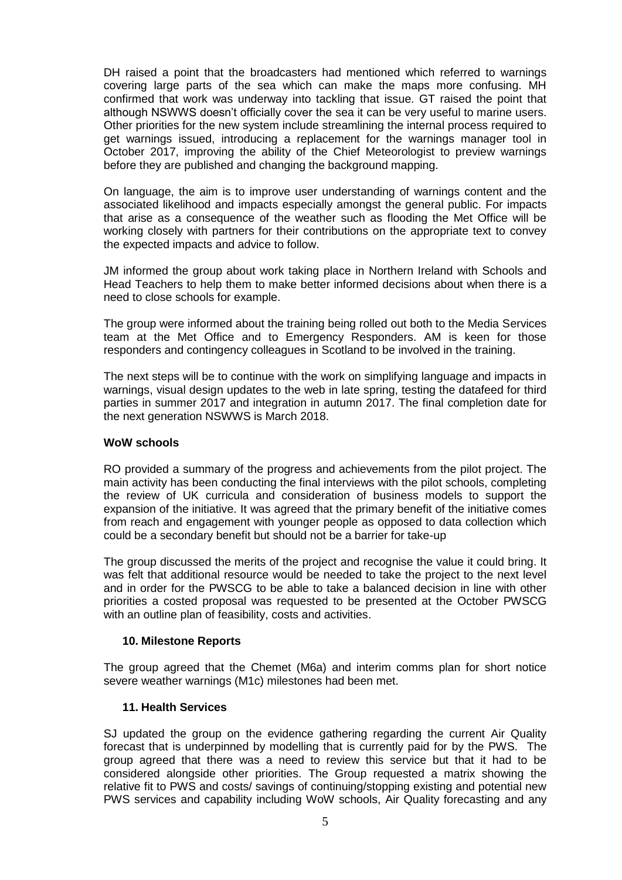DH raised a point that the broadcasters had mentioned which referred to warnings covering large parts of the sea which can make the maps more confusing. MH confirmed that work was underway into tackling that issue. GT raised the point that although NSWWS doesn't officially cover the sea it can be very useful to marine users. Other priorities for the new system include streamlining the internal process required to get warnings issued, introducing a replacement for the warnings manager tool in October 2017, improving the ability of the Chief Meteorologist to preview warnings before they are published and changing the background mapping.

On language, the aim is to improve user understanding of warnings content and the associated likelihood and impacts especially amongst the general public. For impacts that arise as a consequence of the weather such as flooding the Met Office will be working closely with partners for their contributions on the appropriate text to convey the expected impacts and advice to follow.

JM informed the group about work taking place in Northern Ireland with Schools and Head Teachers to help them to make better informed decisions about when there is a need to close schools for example.

The group were informed about the training being rolled out both to the Media Services team at the Met Office and to Emergency Responders. AM is keen for those responders and contingency colleagues in Scotland to be involved in the training.

The next steps will be to continue with the work on simplifying language and impacts in warnings, visual design updates to the web in late spring, testing the datafeed for third parties in summer 2017 and integration in autumn 2017. The final completion date for the next generation NSWWS is March 2018.

**WoW schools**

RO provided a summary of the progress and achievements from the pilot project. The main activity has been conducting the final interviews with the pilot schools, completing the review of UK curricula and consideration of business models to support the expansion of the initiative. It was agreed that the primary benefit of the initiative comes from reach and engagement with younger people as opposed to data collection which could be a secondary benefit but should not be a barrier for take-up

The group discussed the merits of the project and recognise the value it could bring. It was felt that additional resource would be needed to take the project to the next level and in order for the PWSCG to be able to take a balanced decision in line with other priorities a costed proposal was requested to be presented at the October PWSCG with an outline plan of feasibility, costs and activities.

## 10. Milestone Reports

The group agreed that the Chemet (M6a) and interim comms plan for short notice severe weather warnings (M1c) milestones had been met.

## 11. Health Services

SJ updated the group on the evidence gathering regarding the current Air Quality forecast that is underpinned by modelling that is currently paid for by the PWS. The group agreed that there was a need to review this service but that it had to be considered alongside other priorities. The Group requested a matrix showing the relative fit to PWS and costs/ savings of continuing/stopping existing and potential new PWS services and capability including WoW schools, Air Quality forecasting and any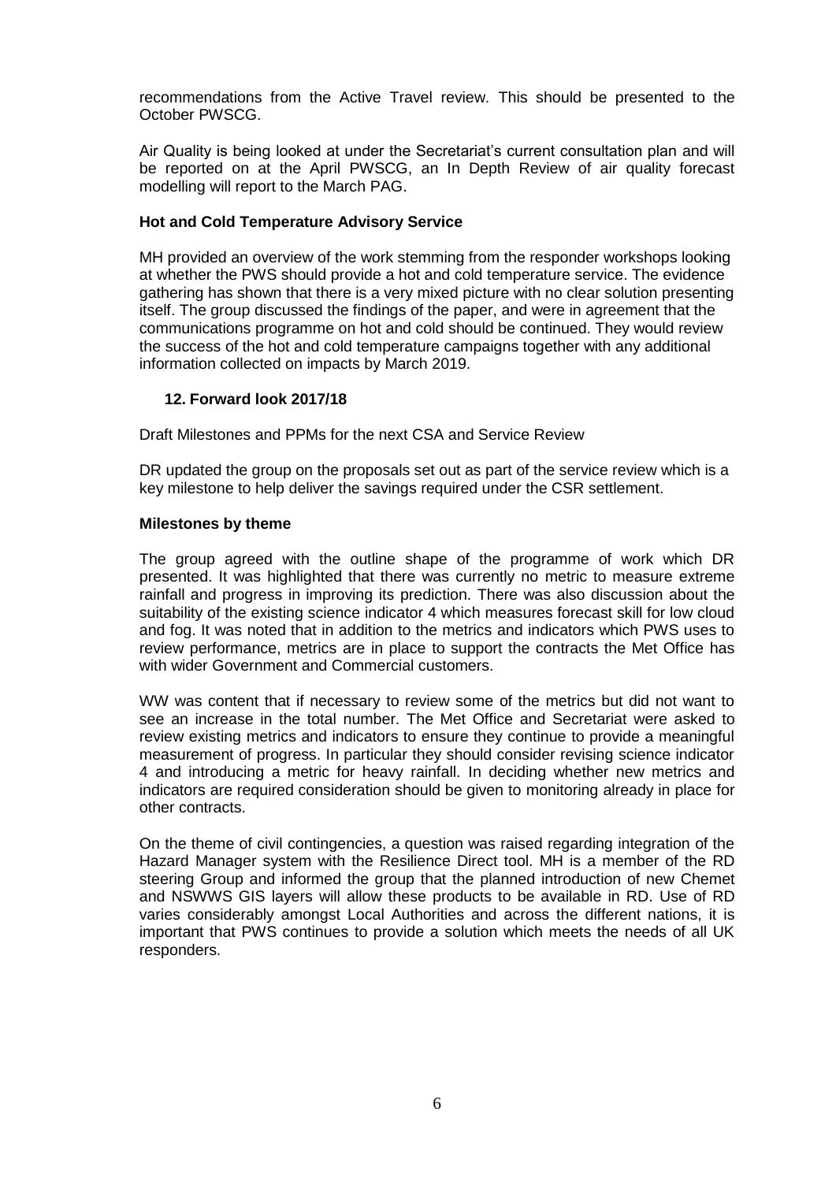recommendations from the Active Travel review. This should be presented to the October PWSCG.

Air Quality is being looked at under the Secretariat's current consultation plan and will be reported on at the April PWSCG, an In Depth Review of air quality forecast modelling will report to the March PAG.

**Hot and Cold Temperature Advisory Service**

MH provided an overview of the work stemming from the responder workshops looking at whether the PWS should provide a hot and cold temperature service. The evidence gathering has shown that there is a very mixed picture with no clear solution presenting itself. The group discussed the findings of the paper, and were in agreement that the communications programme on hot and cold should be continued. They would review the success of the hot and cold temperature campaigns together with any additional information collected on impacts by March 2019.

## 12. Forward look 2017/18

Draft Milestones and PPMs for the next CSA and Service Review

DR updated the group on the proposals set out as part of the service review which is a key milestone to help deliver the savings required under the CSR settlement.

**Milestones by theme**

The group agreed with the outline shape of the programme of work which DR presented. It was highlighted that there was currently no metric to measure extreme rainfall and progress in improving its prediction. There was also discussion about the suitability of the existing science indicator 4 which measures forecast skill for low cloud and fog. It was noted that in addition to the metrics and indicators which PWS uses to review performance, metrics are in place to support the contracts the Met Office has with wider Government and Commercial customers.

WW was content that if necessary to review some of the metrics but did not want to see an increase in the total number. The Met Office and Secretariat were asked to review existing metrics and indicators to ensure they continue to provide a meaningful measurement of progress. In particular they should consider revising science indicator 4 and introducing a metric for heavy rainfall. In deciding whether new metrics and indicators are required consideration should be given to monitoring already in place for other contracts.

On the theme of civil contingencies, a question was raised regarding integration of the Hazard Manager system with the Resilience Direct tool. MH is a member of the RD steering Group and informed the group that the planned introduction of new Chemet and NSWWS GIS layers will allow these products to be available in RD. Use of RD varies considerably amongst Local Authorities and across the different nations, it is important that PWS continues to provide a solution which meets the needs of all UK responders.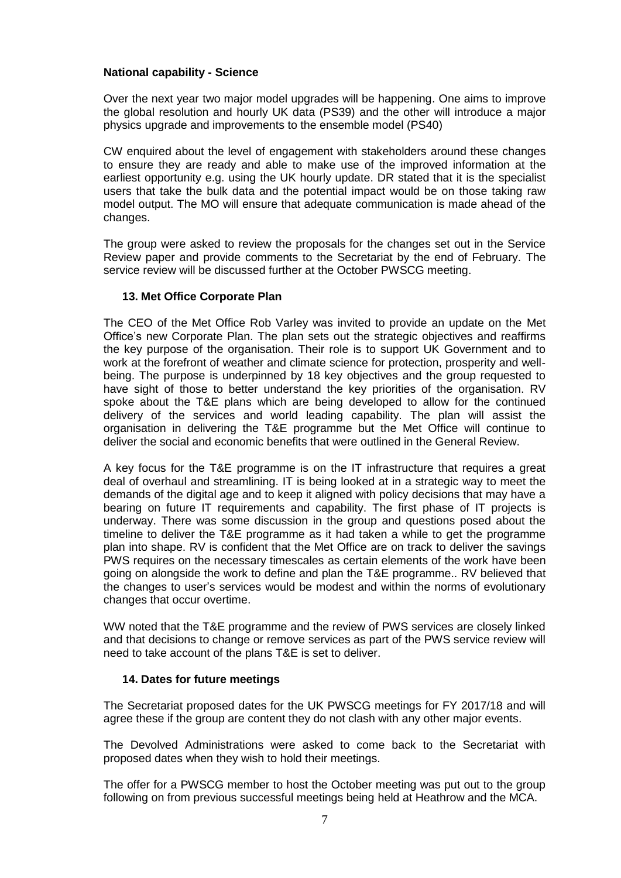**National capability - Science**

Over the next year two major model upgrades will be happening. One aims to improve the global resolution and hourly UK data (PS39) and the other will introduce a major physics upgrade and improvements to the ensemble model (PS40)

CW enquired about the level of engagement with stakeholders around these changes to ensure they are ready and able to make use of the improved information at the earliest opportunity e.g. using the UK hourly update. DR stated that it is the specialist users that take the bulk data and the potential impact would be on those taking raw model output. The MO will ensure that adequate communication is made ahead of the changes.

The group were asked to review the proposals for the changes set out in the Service Review paper and provide comments to the Secretariat by the end of February. The service review will be discussed further at the October PWSCG meeting.

### 13. Met Office Corporate Plan

The CEO of the Met Office Rob Varley was invited to provide an update on the Met Office's new Corporate Plan. The plan sets out the strategic objectives and reaffirms the key purpose of the organisation. Their role is to support UK Government and to work at the forefront of weather and climate science for protection, prosperity and well-being. The purpose is underpinned by 18 key objectives and the group requested to have sight of those to better understand the key priorities of the organisation. RV spoke about the T&E plans which are being developed to allow for the continued delivery of the services and world leading capability. The plan will assist the organisation in delivering the T&E programme but the Met Office will continue to deliver the social and economic benefits that were outlined in the General Review.

A key focus for the T&E programme is on the IT infrastructure that requires a great deal of overhaul and streamlining. IT is being looked at in a strategic way to meet the demands of the digital age and to keep it aligned with policy decisions that may have a bearing on future IT requirements and capability. The first phase of IT projects is underway. There was some discussion in the group and questions posed about the timeline to deliver the T&E programme as it had taken a while to get the programme plan into shape. RV is confident that the Met Office are on track to deliver the savings PWS requires on the necessary timescales as certain elements of the work have been going on alongside the work to define and plan the T&E programme.. RV believed that the changes to user's services would be modest and within the norms of evolutionary changes that occur overtime.

WW noted that the T&E programme and the review of PWS services are closely linked and that decisions to change or remove services as part of the PWS service review will need to take account of the plans T&E is set to deliver.

### 14. Dates for future meetings

The Secretariat proposed dates for the UK PWSCG meetings for FY 2017/18 and will agree these if the group are content they do not clash with any other major events.

The Devolved Administrations were asked to come back to the Secretariat with proposed dates when they wish to hold their meetings.

The offer for a PWSCG member to host the October meeting was put out to the group following on from previous successful meetings being held at Heathrow and the MCA.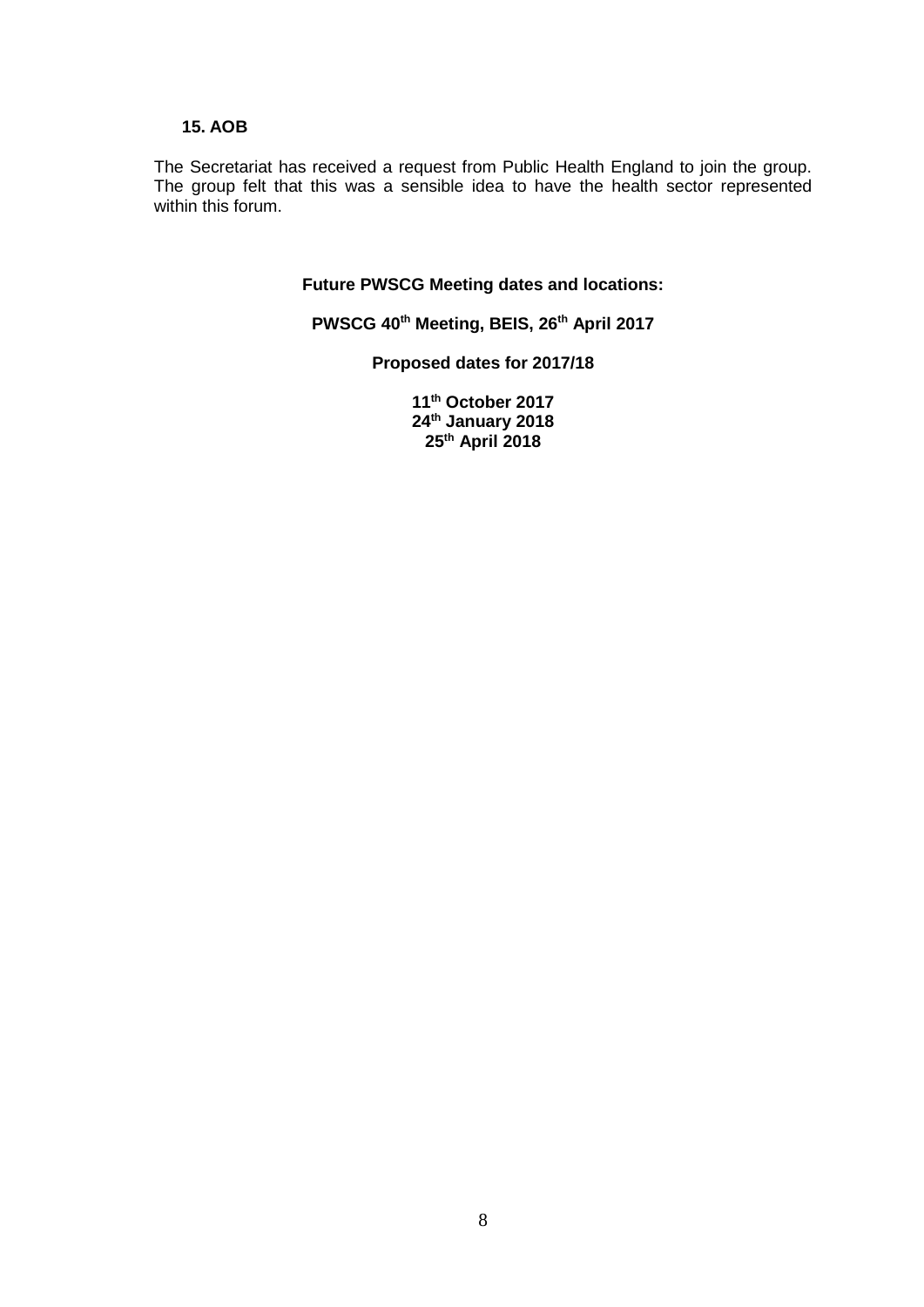**15. AOB**

The Secretariat has received a request from Public Health England to join the group. The group felt that this was a sensible idea to have the health sector represented within this forum.

**Future PWSCG Meeting dates and locations:**

**PWSCG 40th Meeting, BEIS, 26th April 2017**

**Proposed dates for 2017/18**

**11th October 2017**
**24th January 2018**
**25th April 2018**